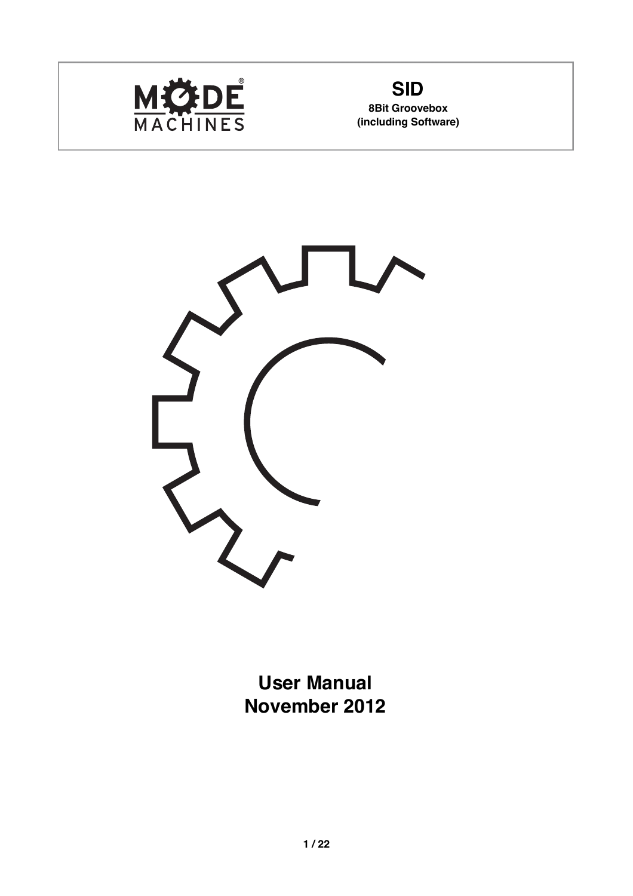MODE MACHINES

# SID

**8Bit Groovebox**
**(including Software)**

## User Manual
## November 2012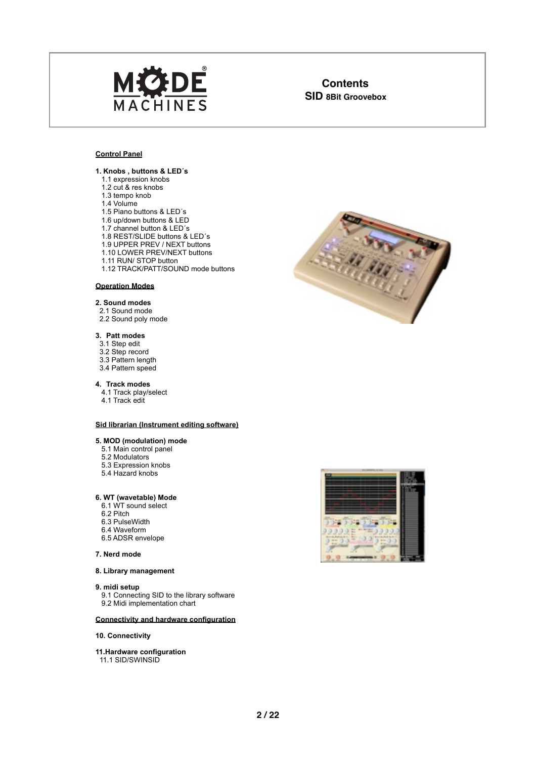# Contents

## SID 8Bit Groovebox

**Control Panel**

**1. Knobs , buttons & LED´s**

- 1.1 expression knobs
- 1.2 cut & res knobs
- 1.3 tempo knob
- 1.4 Volume
- 1.5 Piano buttons & LED´s
- 1.6 up/down buttons & LED
- 1.7 channel button & LED´s
- 1.8 REST/SLIDE buttons & LED´s
- 1.9 UPPER PREV / NEXT buttons
- 1.10 LOWER PREV/NEXT buttons
- 1.11 RUN/ STOP button
- 1.12 TRACK/PATT/SOUND mode buttons

**Operation Modes**

**2. Sound modes**

- 2.1 Sound mode
- 2.2 Sound poly mode

**3. Patt modes**

- 3.1 Step edit
- 3.2 Step record
- 3.3 Pattern length
- 3.4 Pattern speed

**4. Track modes**

- 4.1 Track play/select
- 4.1 Track edit

**Sid librarian (Instrument editing software)**

**5. MOD (modulation) mode**

- 5.1 Main control panel
- 5.2 Modulators
- 5.3 Expression knobs
- 5.4 Hazard knobs

**6. WT (wavetable) Mode**

- 6.1 WT sound select
- 6.2 Pitch
- 6.3 PulseWidth
- 6.4 Waveform
- 6.5 ADSR envelope

**7. Nerd mode**

**8. Library management**

**9. midi setup**

- 9.1 Connecting SID to the library software
- 9.2 Midi implementation chart

**Connectivity and hardware configuration**

**10. Connectivity**

**11.Hardware configuration**

- 11.1 SID/SWINSID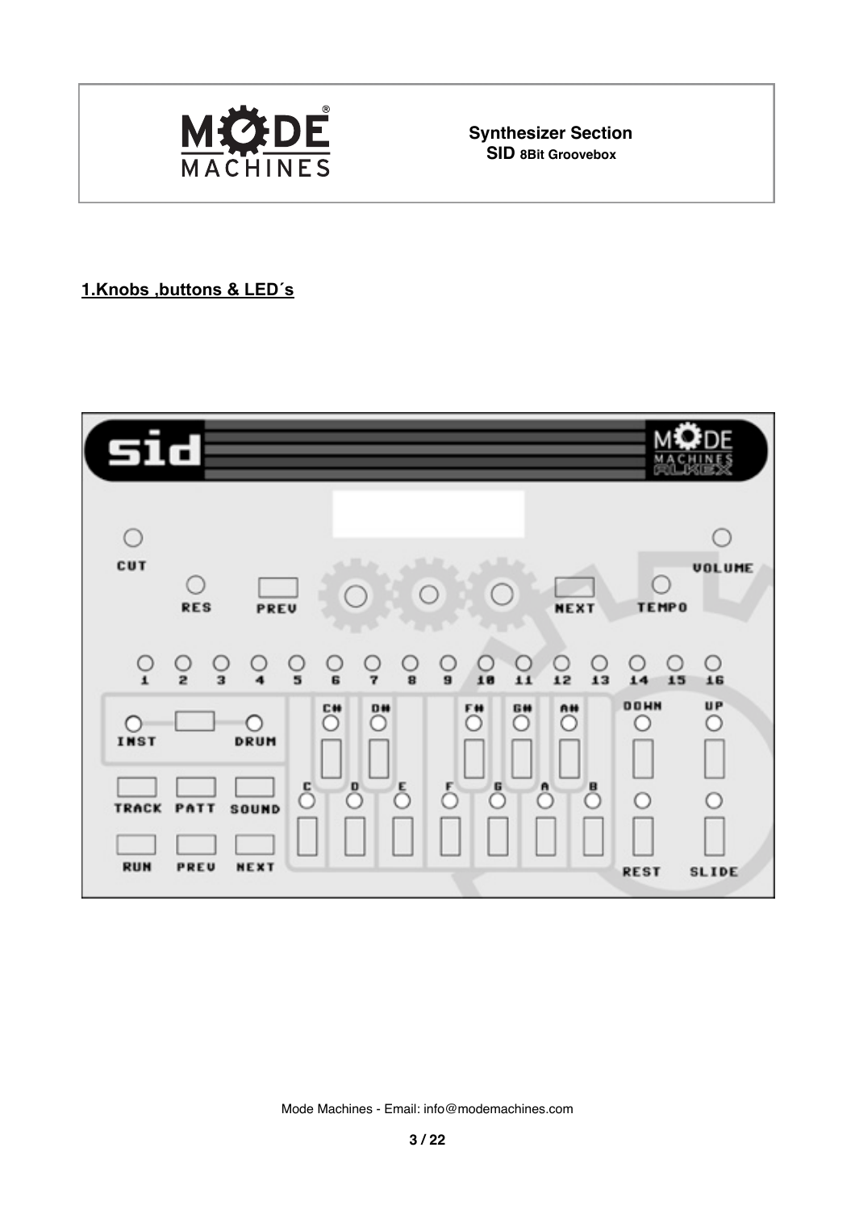## 1.Knobs ,buttons & LED´s

CUT

RES

PREV

NEXT

TEMPO

VOLUME

1 2 3 4 5 6 7 8 9 10 11 12 13 14 15 16

INST

DRUM

C# D# F# G# A#

C D E F G A B

DOWN UP

TRACK PATT SOUND

RUN PREV NEXT

REST SLIDE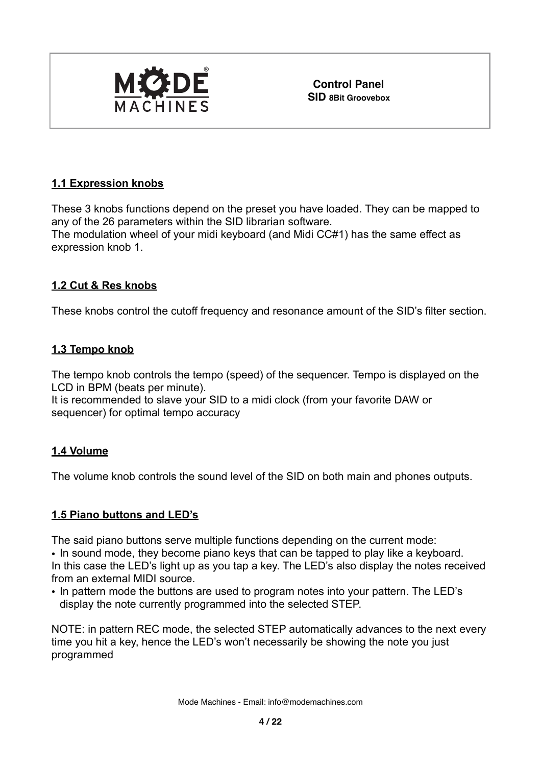## 1.1 Expression knobs

These 3 knobs functions depend on the preset you have loaded. They can be mapped to any of the 26 parameters within the SID librarian software.
The modulation wheel of your midi keyboard (and Midi CC#1) has the same effect as expression knob 1.

## 1.2 Cut & Res knobs

These knobs control the cutoff frequency and resonance amount of the SID's filter section.

## 1.3 Tempo knob

The tempo knob controls the tempo (speed) of the sequencer. Tempo is displayed on the LCD in BPM (beats per minute).
It is recommended to slave your SID to a midi clock (from your favorite DAW or sequencer) for optimal tempo accuracy

## 1.4 Volume

The volume knob controls the sound level of the SID on both main and phones outputs.

## 1.5 Piano buttons and LED's

The said piano buttons serve multiple functions depending on the current mode:

- In sound mode, they become piano keys that can be tapped to play like a keyboard.
In this case the LED's light up as you tap a key. The LED's also display the notes received from an external MIDI source.
- In pattern mode the buttons are used to program notes into your pattern. The LED's display the note currently programmed into the selected STEP.

NOTE: in pattern REC mode, the selected STEP automatically advances to the next every time you hit a key, hence the LED's won't necessarily be showing the note you just programmed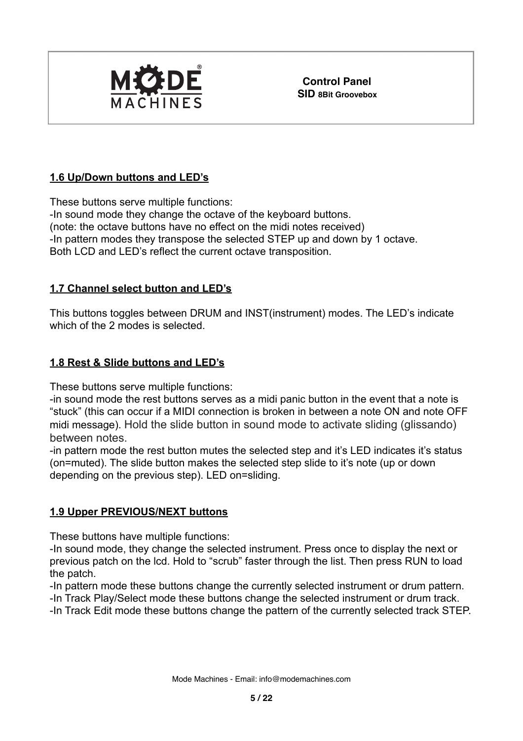## 1.6 Up/Down buttons and LED's

These buttons serve multiple functions:
-In sound mode they change the octave of the keyboard buttons.
(note: the octave buttons have no effect on the midi notes received)
-In pattern modes they transpose the selected STEP up and down by 1 octave.
Both LCD and LED's reflect the current octave transposition.

## 1.7 Channel select button and LED's

This buttons toggles between DRUM and INST(instrument) modes. The LED's indicate which of the 2 modes is selected.

## 1.8 Rest & Slide buttons and LED's

These buttons serve multiple functions:
-in sound mode the rest buttons serves as a midi panic button in the event that a note is "stuck" (this can occur if a MIDI connection is broken in between a note ON and note OFF midi message). Hold the slide button in sound mode to activate sliding (glissando) between notes.
-in pattern mode the rest button mutes the selected step and it's LED indicates it's status (on=muted). The slide button makes the selected step slide to it's note (up or down depending on the previous step). LED on=sliding.

## 1.9 Upper PREVIOUS/NEXT buttons

These buttons have multiple functions:
-In sound mode, they change the selected instrument. Press once to display the next or previous patch on the lcd. Hold to "scrub" faster through the list. Then press RUN to load the patch.
-In pattern mode these buttons change the currently selected instrument or drum pattern.
-In Track Play/Select mode these buttons change the selected instrument or drum track.
-In Track Edit mode these buttons change the pattern of the currently selected track STEP.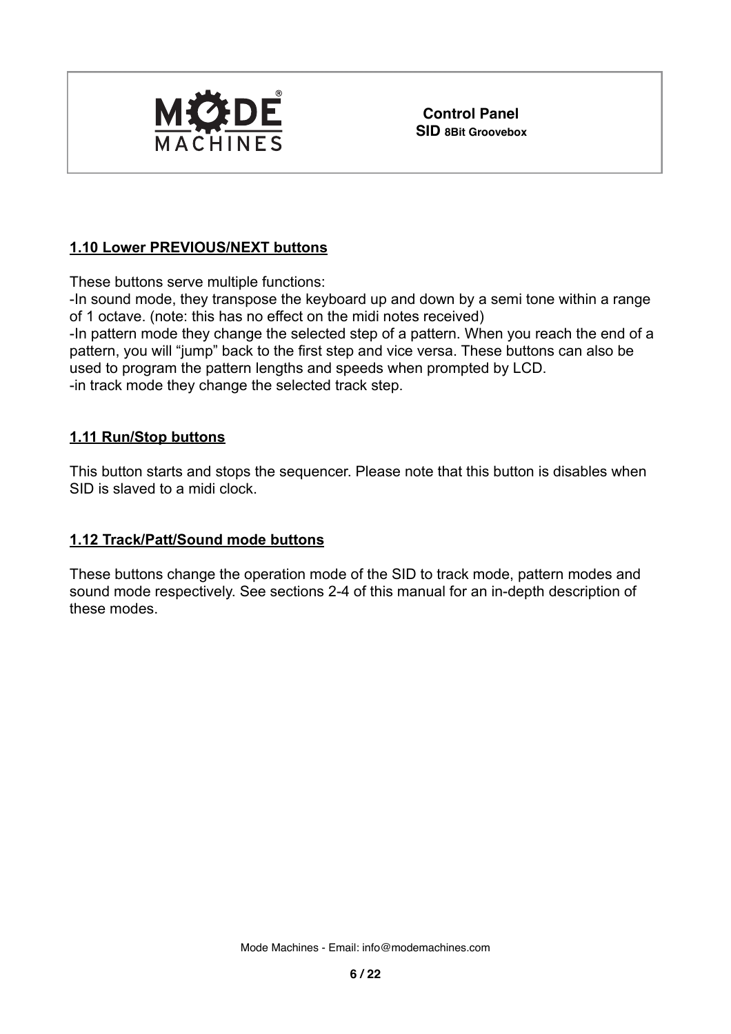## 1.10 Lower PREVIOUS/NEXT buttons

These buttons serve multiple functions:
-In sound mode, they transpose the keyboard up and down by a semi tone within a range of 1 octave. (note: this has no effect on the midi notes received)
-In pattern mode they change the selected step of a pattern. When you reach the end of a pattern, you will "jump" back to the first step and vice versa. These buttons can also be used to program the pattern lengths and speeds when prompted by LCD.
-in track mode they change the selected track step.

## 1.11 Run/Stop buttons

This button starts and stops the sequencer. Please note that this button is disables when SID is slaved to a midi clock.

## 1.12 Track/Patt/Sound mode buttons

These buttons change the operation mode of the SID to track mode, pattern modes and sound mode respectively. See sections 2-4 of this manual for an in-depth description of these modes.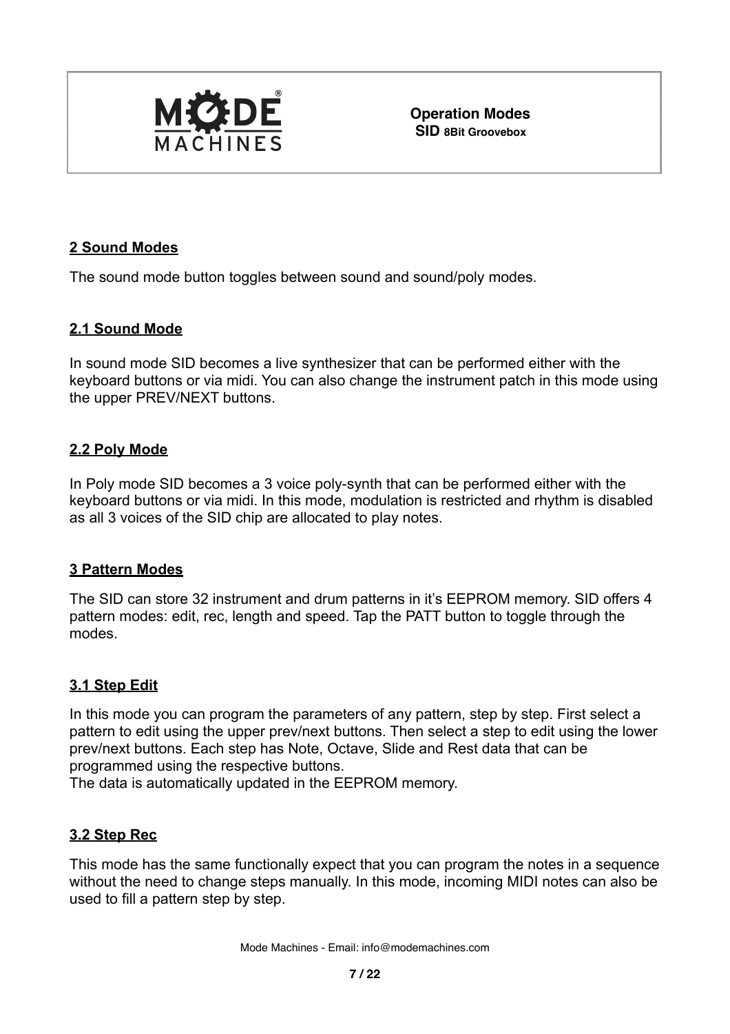## 2 Sound Modes

The sound mode button toggles between sound and sound/poly modes.

### 2.1 Sound Mode

In sound mode SID becomes a live synthesizer that can be performed either with the keyboard buttons or via midi. You can also change the instrument patch in this mode using the upper PREV/NEXT buttons.

### 2.2 Poly Mode

In Poly mode SID becomes a 3 voice poly-synth that can be performed either with the keyboard buttons or via midi. In this mode, modulation is restricted and rhythm is disabled as all 3 voices of the SID chip are allocated to play notes.

## 3 Pattern Modes

The SID can store 32 instrument and drum patterns in it's EEPROM memory. SID offers 4 pattern modes: edit, rec, length and speed. Tap the PATT button to toggle through the modes.

### 3.1 Step Edit

In this mode you can program the parameters of any pattern, step by step. First select a pattern to edit using the upper prev/next buttons. Then select a step to edit using the lower prev/next buttons. Each step has Note, Octave, Slide and Rest data that can be programmed using the respective buttons.
The data is automatically updated in the EEPROM memory.

### 3.2 Step Rec

This mode has the same functionally expect that you can program the notes in a sequence without the need to change steps manually. In this mode, incoming MIDI notes can also be used to fill a pattern step by step.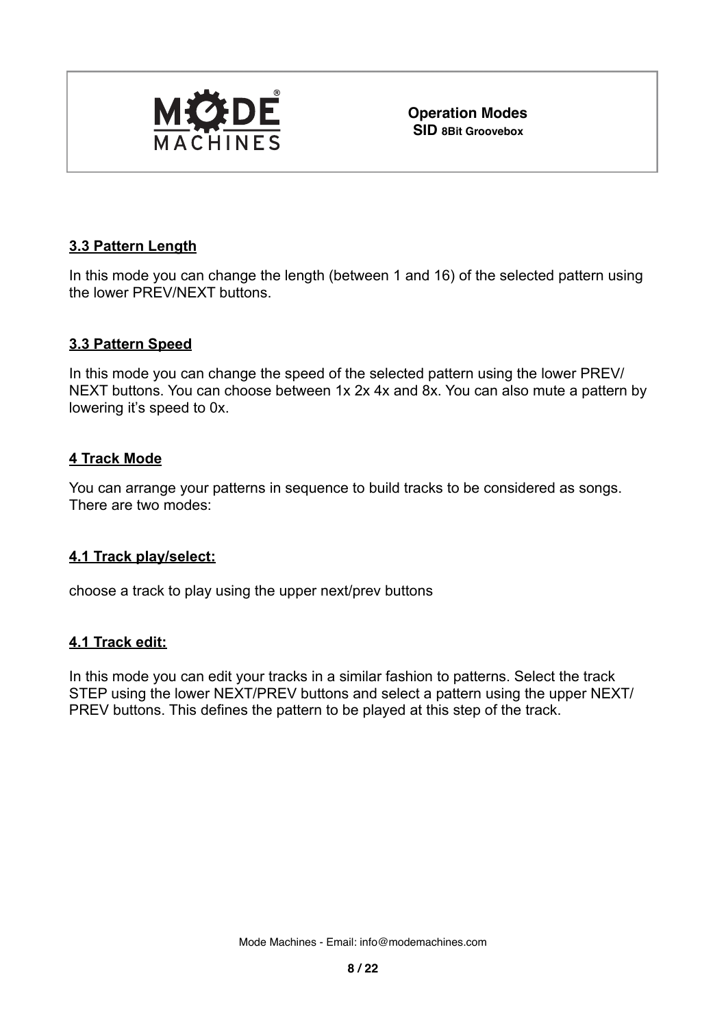### 3.3 Pattern Length

In this mode you can change the length (between 1 and 16) of the selected pattern using the lower PREV/NEXT buttons.

### 3.3 Pattern Speed

In this mode you can change the speed of the selected pattern using the lower PREV/ NEXT buttons. You can choose between 1x 2x 4x and 8x. You can also mute a pattern by lowering it's speed to 0x.

## 4 Track Mode

You can arrange your patterns in sequence to build tracks to be considered as songs. There are two modes:

### 4.1 Track play/select:

choose a track to play using the upper next/prev buttons

### 4.1 Track edit:

In this mode you can edit your tracks in a similar fashion to patterns. Select the track STEP using the lower NEXT/PREV buttons and select a pattern using the upper NEXT/ PREV buttons. This defines the pattern to be played at this step of the track.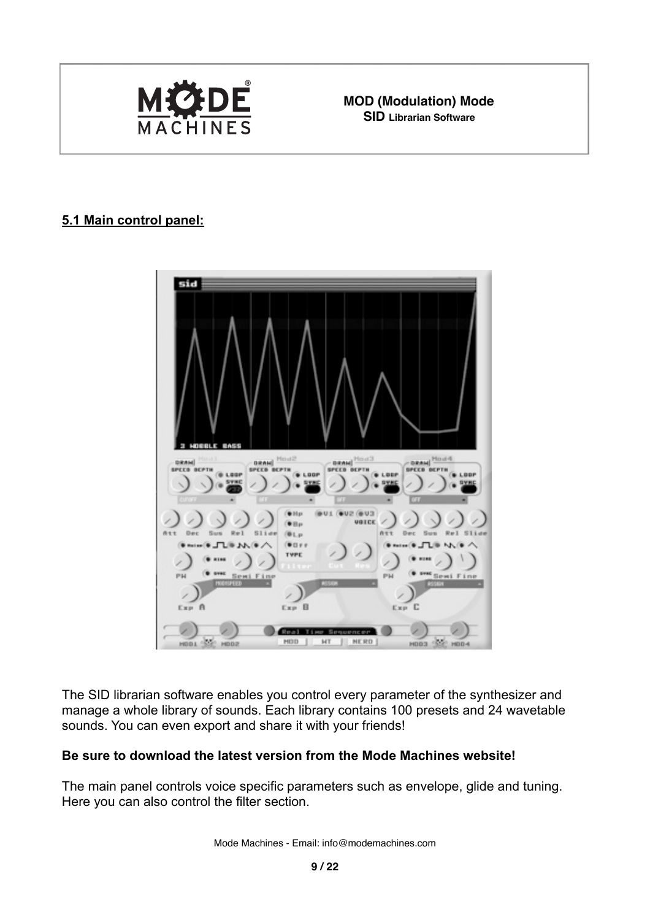## 5.1 Main control panel:

The SID librarian software enables you control every parameter of the synthesizer and manage a whole library of sounds. Each library contains 100 presets and 24 wavetable sounds. You can even export and share it with your friends!

**Be sure to download the latest version from the Mode Machines website!**

The main panel controls voice specific parameters such as envelope, glide and tuning. Here you can also control the filter section.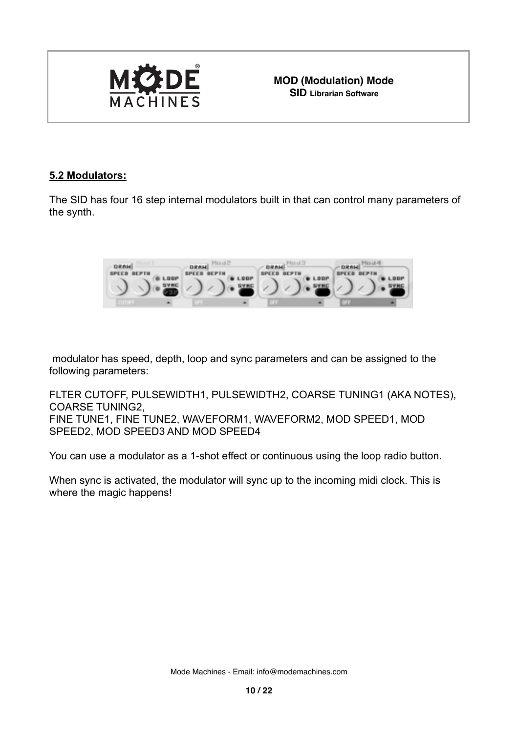## 5.2 Modulators:

The SID has four 16 step internal modulators built in that can control many parameters of the synth.

modulator has speed, depth, loop and sync parameters and can be assigned to the following parameters:

FLTER CUTOFF, PULSEWIDTH1, PULSEWIDTH2, COARSE TUNING1 (AKA NOTES), COARSE TUNING2,
FINE TUNE1, FINE TUNE2, WAVEFORM1, WAVEFORM2, MOD SPEED1, MOD SPEED2, MOD SPEED3 AND MOD SPEED4

You can use a modulator as a 1-shot effect or continuous using the loop radio button.

When sync is activated, the modulator will sync up to the incoming midi clock. This is where the magic happens!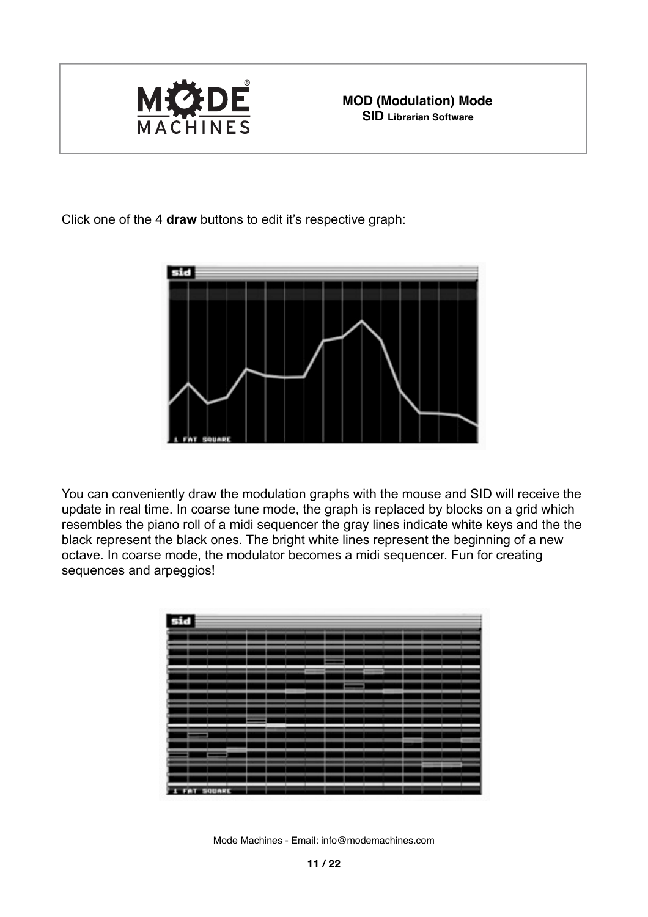Click one of the 4 **draw** buttons to edit it's respective graph:

You can conveniently draw the modulation graphs with the mouse and SID will receive the update in real time. In coarse tune mode, the graph is replaced by blocks on a grid which resembles the piano roll of a midi sequencer the gray lines indicate white keys and the the black represent the black ones. The bright white lines represent the beginning of a new octave. In coarse mode, the modulator becomes a midi sequencer. Fun for creating sequences and arpeggios!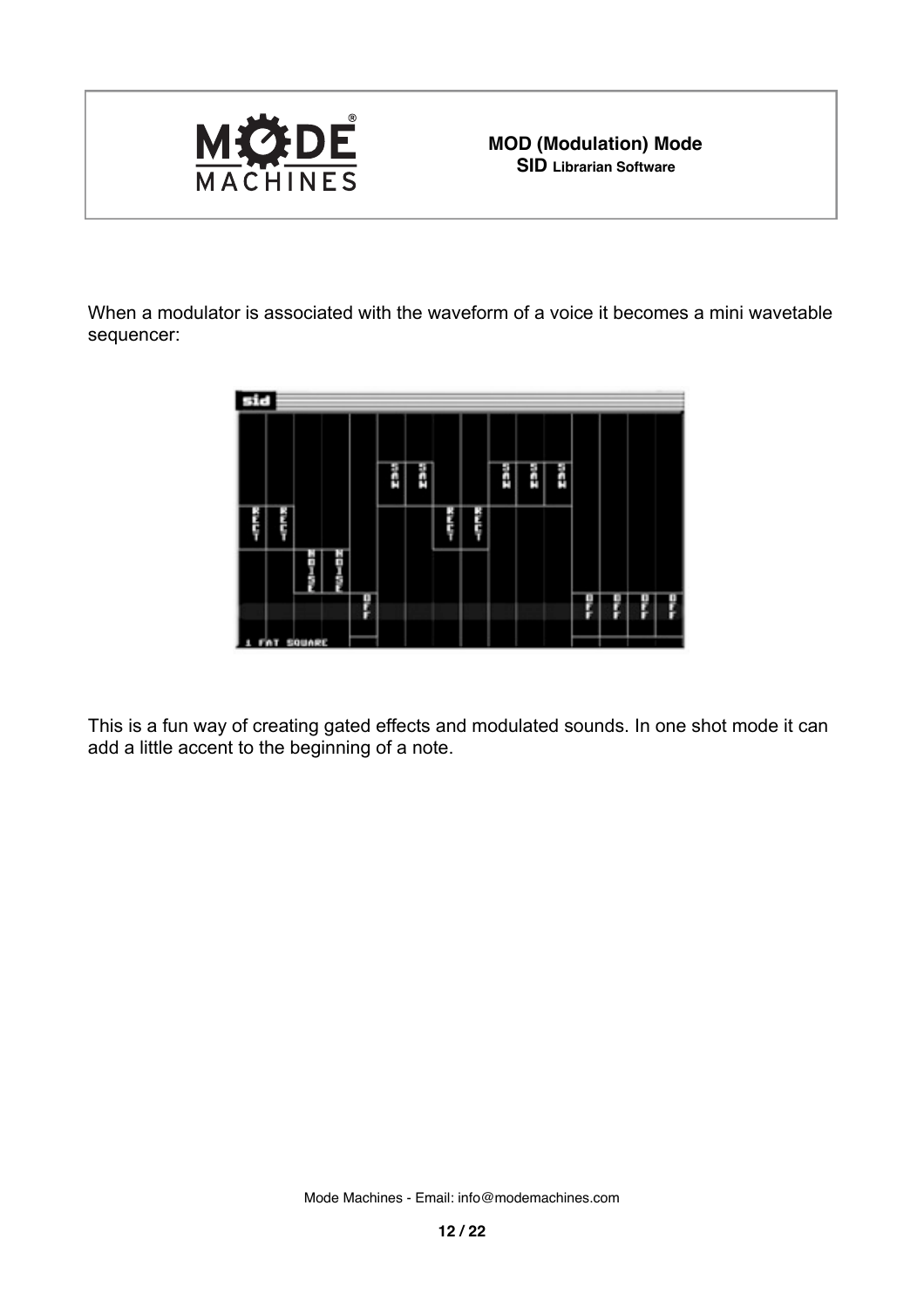When a modulator is associated with the waveform of a voice it becomes a mini wavetable sequencer:

This is a fun way of creating gated effects and modulated sounds. In one shot mode it can add a little accent to the beginning of a note.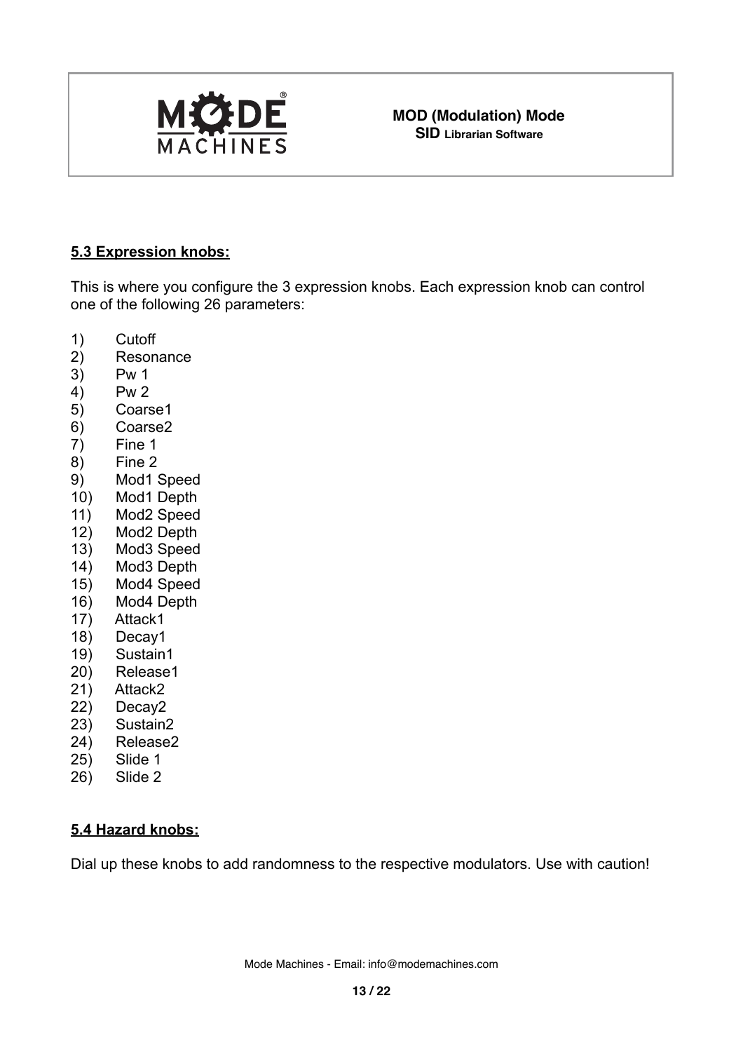## 5.3 Expression knobs:

This is where you configure the 3 expression knobs. Each expression knob can control one of the following 26 parameters:

1) Cutoff
2) Resonance
3) Pw 1
4) Pw 2
5) Coarse1
6) Coarse2
7) Fine 1
8) Fine 2
9) Mod1 Speed
10) Mod1 Depth
11) Mod2 Speed
12) Mod2 Depth
13) Mod3 Speed
14) Mod3 Depth
15) Mod4 Speed
16) Mod4 Depth
17) Attack1
18) Decay1
19) Sustain1
20) Release1
21) Attack2
22) Decay2
23) Sustain2
24) Release2
25) Slide 1
26) Slide 2

## 5.4 Hazard knobs:

Dial up these knobs to add randomness to the respective modulators. Use with caution!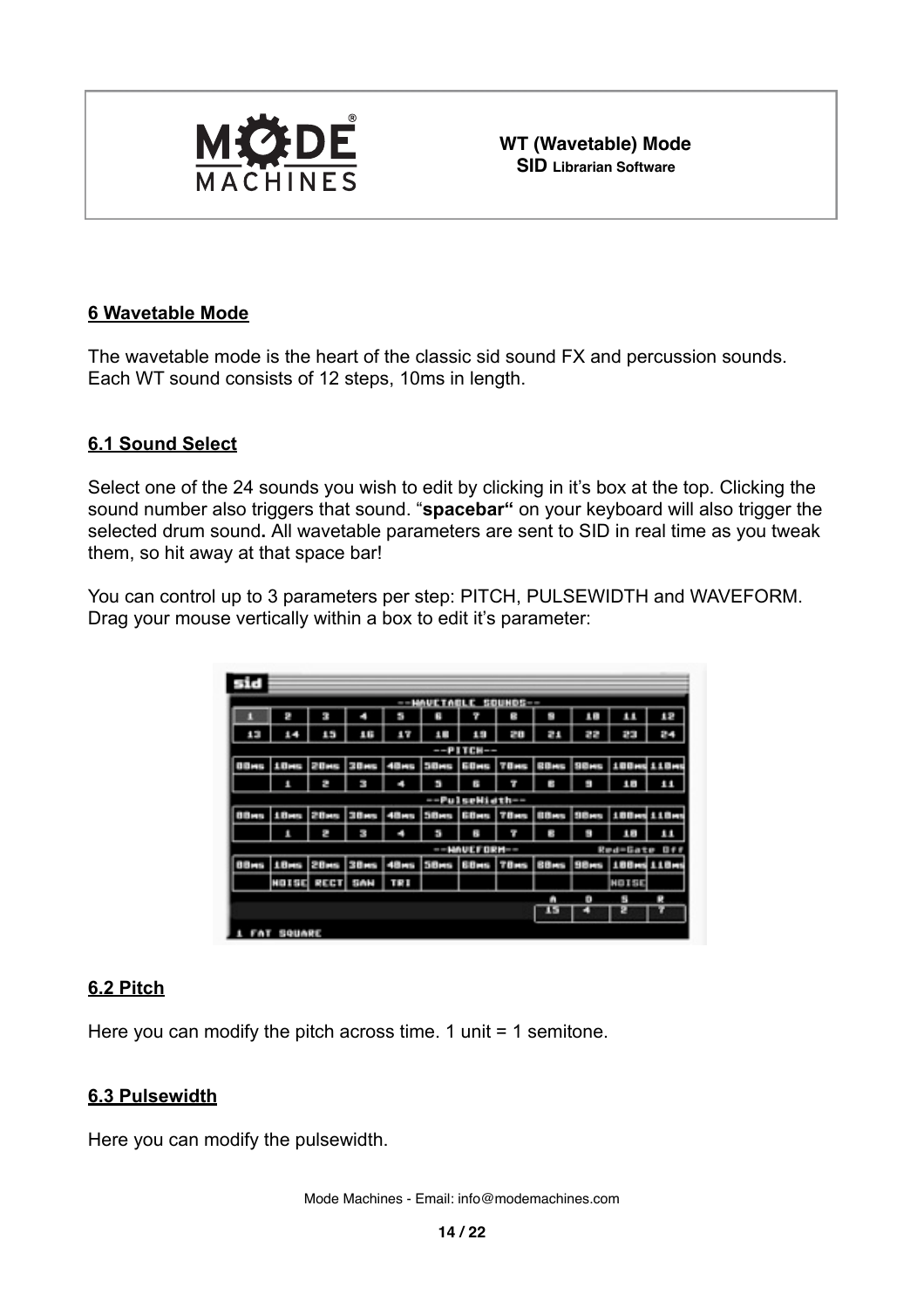## 6 Wavetable Mode

The wavetable mode is the heart of the classic sid sound FX and percussion sounds. Each WT sound consists of 12 steps, 10ms in length.

### 6.1 Sound Select

Select one of the 24 sounds you wish to edit by clicking in it's box at the top. Clicking the sound number also triggers that sound. "**spacebar"** on your keyboard will also trigger the selected drum sound**.** All wavetable parameters are sent to SID in real time as you tweak them, so hit away at that space bar!

You can control up to 3 parameters per step: PITCH, PULSEWIDTH and WAVEFORM. Drag your mouse vertically within a box to edit it's parameter:

### 6.2 Pitch

Here you can modify the pitch across time. 1 unit = 1 semitone.

### 6.3 Pulsewidth

Here you can modify the pulsewidth.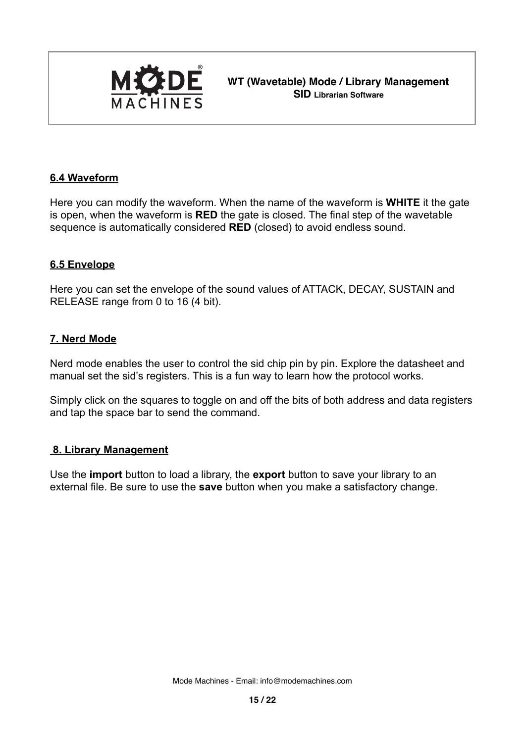### 6.4 Waveform

Here you can modify the waveform. When the name of the waveform is **WHITE** it the gate is open, when the waveform is **RED** the gate is closed. The final step of the wavetable sequence is automatically considered **RED** (closed) to avoid endless sound.

### 6.5 Envelope

Here you can set the envelope of the sound values of ATTACK, DECAY, SUSTAIN and RELEASE range from 0 to 16 (4 bit).

## 7. Nerd Mode

Nerd mode enables the user to control the sid chip pin by pin. Explore the datasheet and manual set the sid's registers. This is a fun way to learn how the protocol works.

Simply click on the squares to toggle on and off the bits of both address and data registers and tap the space bar to send the command.

## 8. Library Management

Use the **import** button to load a library, the **export** button to save your library to an external file. Be sure to use the **save** button when you make a satisfactory change.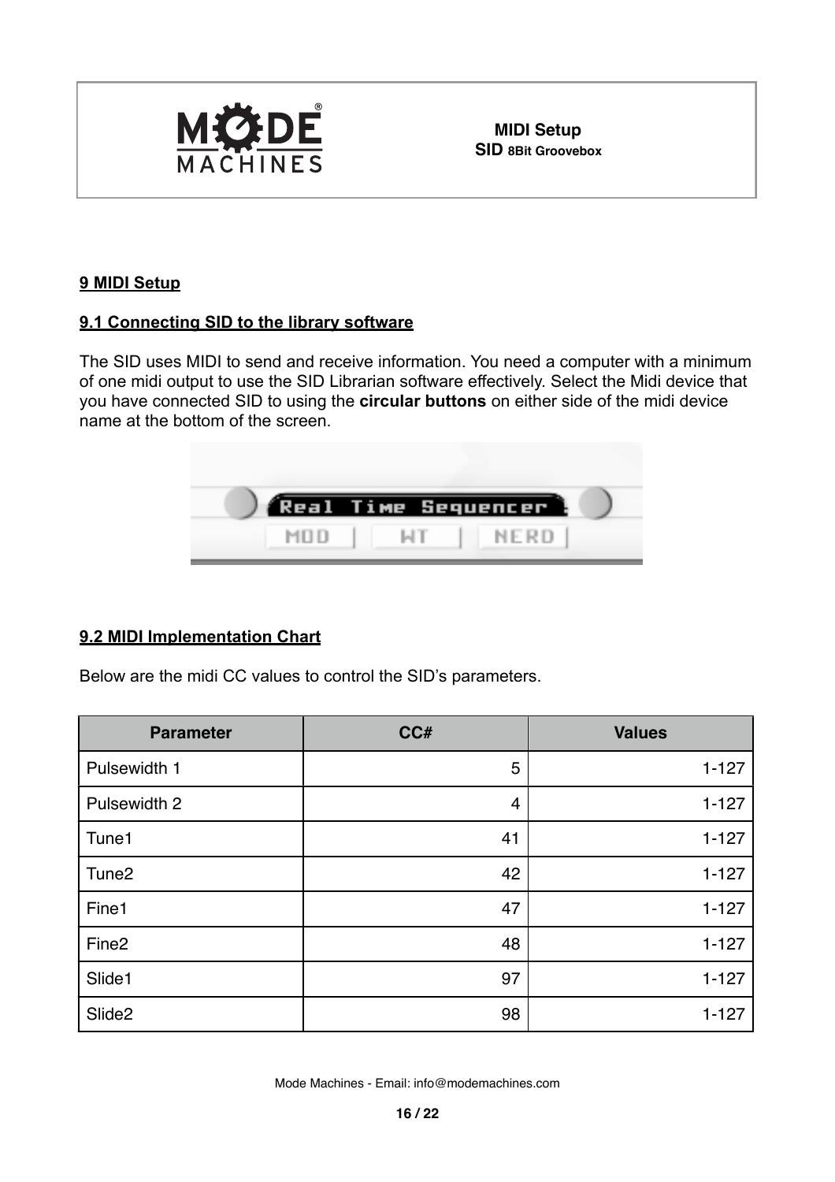## 9 MIDI Setup

### 9.1 Connecting SID to the library software

The SID uses MIDI to send and receive information. You need a computer with a minimum of one midi output to use the SID Librarian software effectively. Select the Midi device that you have connected SID to using the **circular buttons** on either side of the midi device name at the bottom of the screen.

### 9.2 MIDI Implementation Chart

Below are the midi CC values to control the SID's parameters.

| Parameter | CC# | Values |
|---|---:|---:|
| Pulsewidth 1 | 5 | 1-127 |
| Pulsewidth 2 | 4 | 1-127 |
| Tune1 | 41 | 1-127 |
| Tune2 | 42 | 1-127 |
| Fine1 | 47 | 1-127 |
| Fine2 | 48 | 1-127 |
| Slide1 | 97 | 1-127 |
| Slide2 | 98 | 1-127 |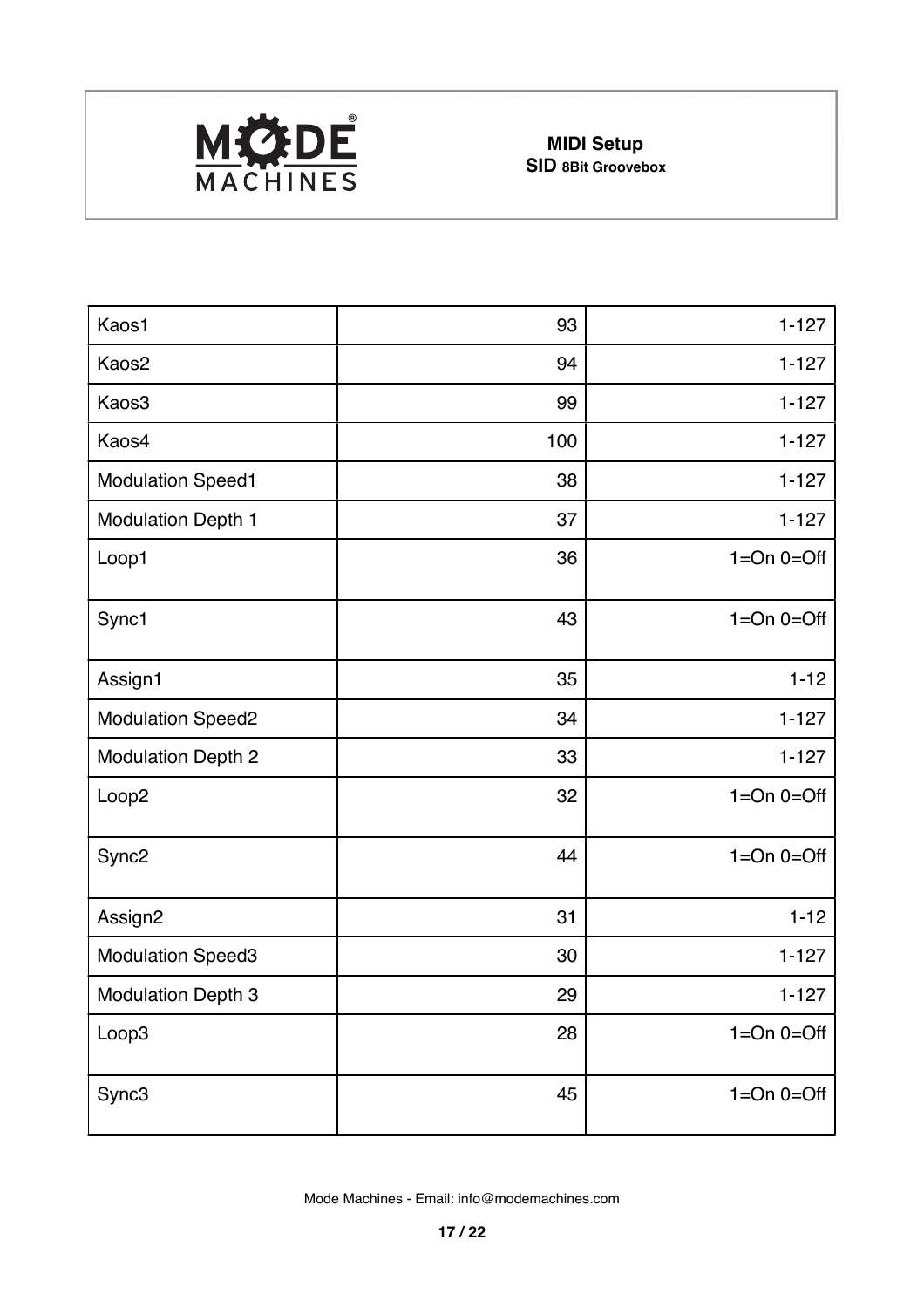| | | |
|---|---|---|
| Kaos1 | 93 | 1-127 |
| Kaos2 | 94 | 1-127 |
| Kaos3 | 99 | 1-127 |
| Kaos4 | 100 | 1-127 |
| Modulation Speed1 | 38 | 1-127 |
| Modulation Depth 1 | 37 | 1-127 |
| Loop1 | 36 | 1=On 0=Off |
| Sync1 | 43 | 1=On 0=Off |
| Assign1 | 35 | 1-12 |
| Modulation Speed2 | 34 | 1-127 |
| Modulation Depth 2 | 33 | 1-127 |
| Loop2 | 32 | 1=On 0=Off |
| Sync2 | 44 | 1=On 0=Off |
| Assign2 | 31 | 1-12 |
| Modulation Speed3 | 30 | 1-127 |
| Modulation Depth 3 | 29 | 1-127 |
| Loop3 | 28 | 1=On 0=Off |
| Sync3 | 45 | 1=On 0=Off |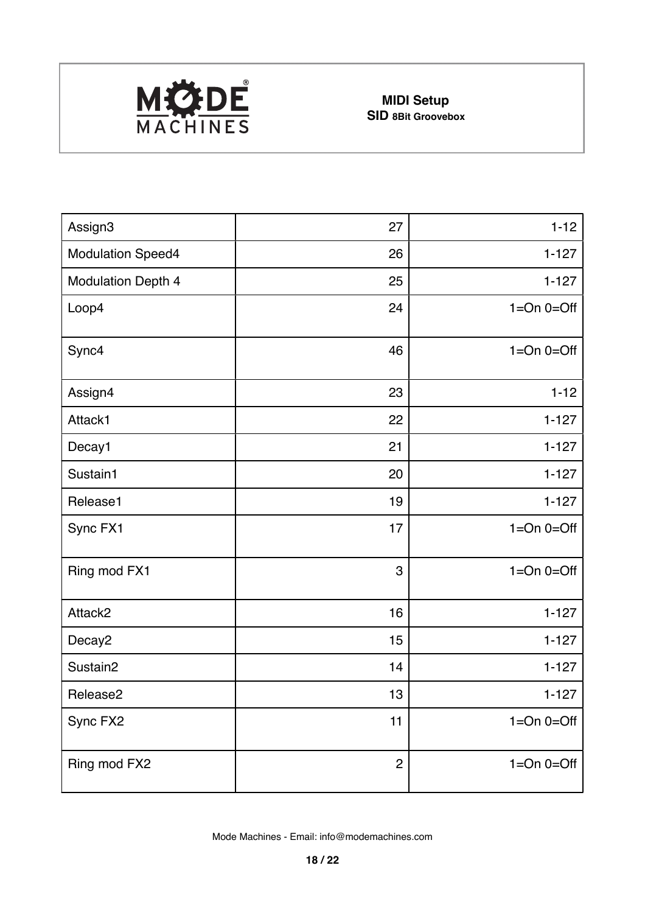| Assign3 | 27 | 1-12 |
|---|---|---|
| Modulation Speed4 | 26 | 1-127 |
| Modulation Depth 4 | 25 | 1-127 |
| Loop4 | 24 | 1=On 0=Off |
| Sync4 | 46 | 1=On 0=Off |
| Assign4 | 23 | 1-12 |
| Attack1 | 22 | 1-127 |
| Decay1 | 21 | 1-127 |
| Sustain1 | 20 | 1-127 |
| Release1 | 19 | 1-127 |
| Sync FX1 | 17 | 1=On 0=Off |
| Ring mod FX1 | 3 | 1=On 0=Off |
| Attack2 | 16 | 1-127 |
| Decay2 | 15 | 1-127 |
| Sustain2 | 14 | 1-127 |
| Release2 | 13 | 1-127 |
| Sync FX2 | 11 | 1=On 0=Off |
| Ring mod FX2 | 2 | 1=On 0=Off |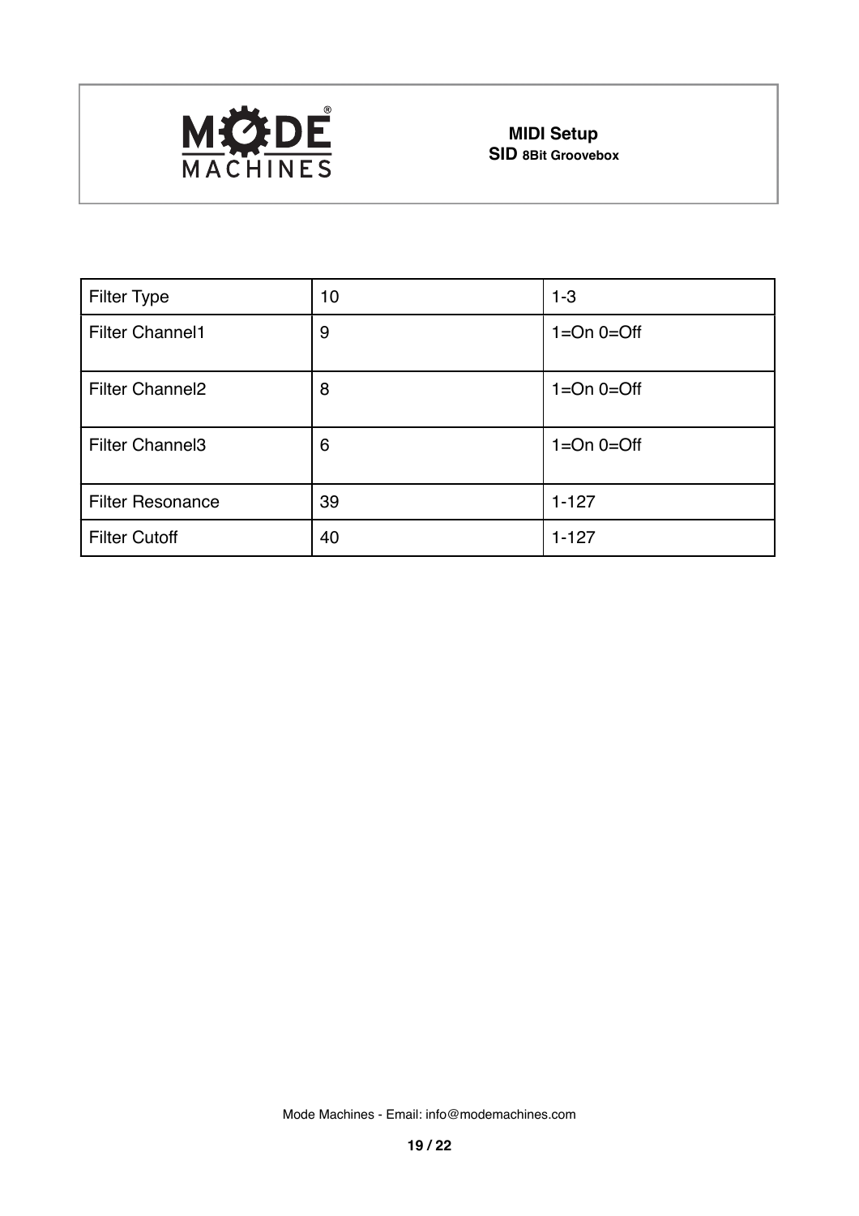| Filter Type | 10 | 1-3 |
|---|---|---|
| Filter Channel1 | 9 | 1=On 0=Off |
| Filter Channel2 | 8 | 1=On 0=Off |
| Filter Channel3 | 6 | 1=On 0=Off |
| Filter Resonance | 39 | 1-127 |
| Filter Cutoff | 40 | 1-127 |

Mode Machines - Email: info@modemachines.com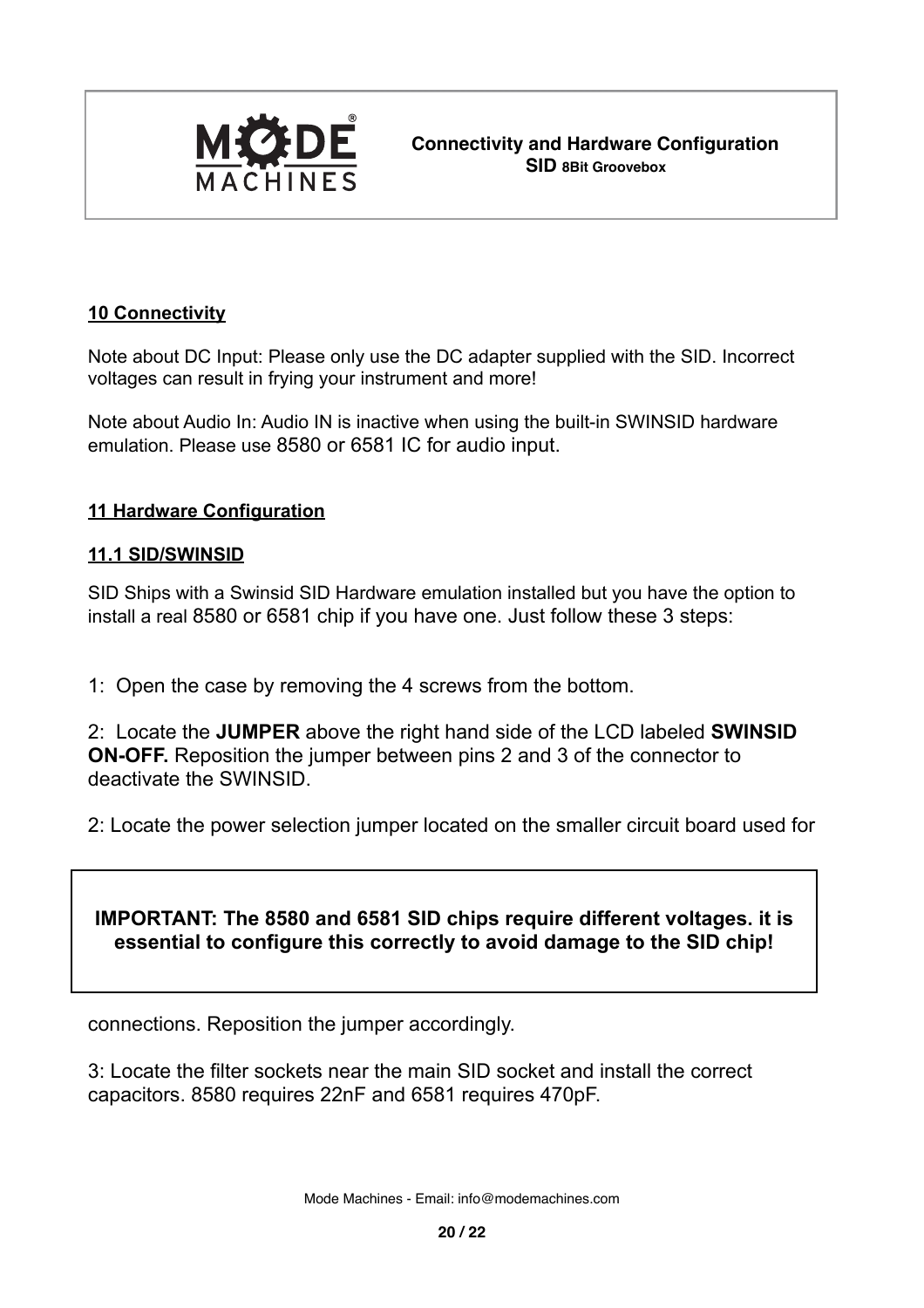## 10 Connectivity

Note about DC Input: Please only use the DC adapter supplied with the SID. Incorrect voltages can result in frying your instrument and more!

Note about Audio In: Audio IN is inactive when using the built-in SWINSID hardware emulation. Please use 8580 or 6581 IC for audio input.

## 11 Hardware Configuration

### 11.1 SID/SWINSID

SID Ships with a Swinsid SID Hardware emulation installed but you have the option to install a real 8580 or 6581 chip if you have one. Just follow these 3 steps:

1: Open the case by removing the 4 screws from the bottom.

2: Locate the **JUMPER** above the right hand side of the LCD labeled **SWINSID ON-OFF.** Reposition the jumper between pins 2 and 3 of the connector to deactivate the SWINSID.

2: Locate the power selection jumper located on the smaller circuit board used for connections. Reposition the jumper accordingly.

**IMPORTANT: The 8580 and 6581 SID chips require different voltages. it is essential to configure this correctly to avoid damage to the SID chip!**

3: Locate the filter sockets near the main SID socket and install the correct capacitors. 8580 requires 22nF and 6581 requires 470pF.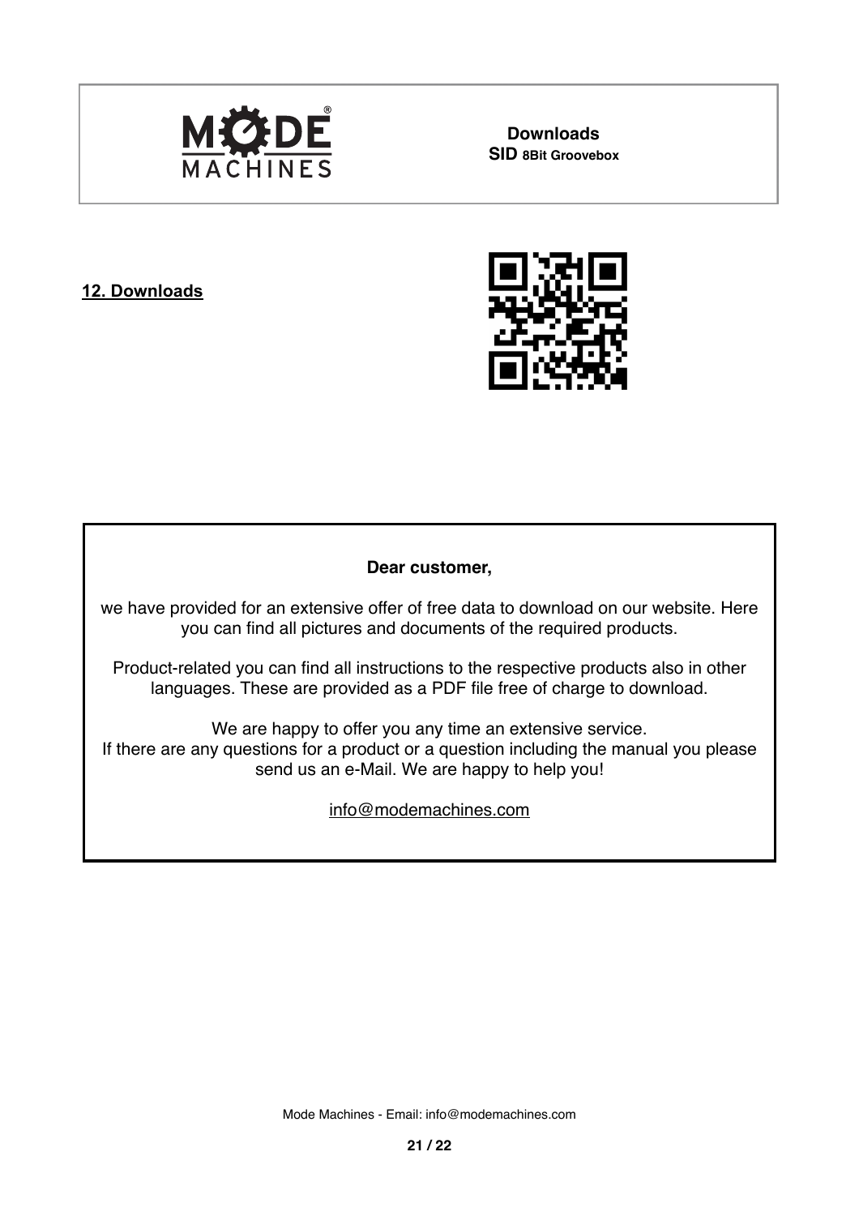## 12. Downloads

**Dear customer,**

we have provided for an extensive offer of free data to download on our website. Here you can find all pictures and documents of the required products.

Product-related you can find all instructions to the respective products also in other languages. These are provided as a PDF file free of charge to download.

We are happy to offer you any time an extensive service.
If there are any questions for a product or a question including the manual you please send us an e-Mail. We are happy to help you!

info@modemachines.com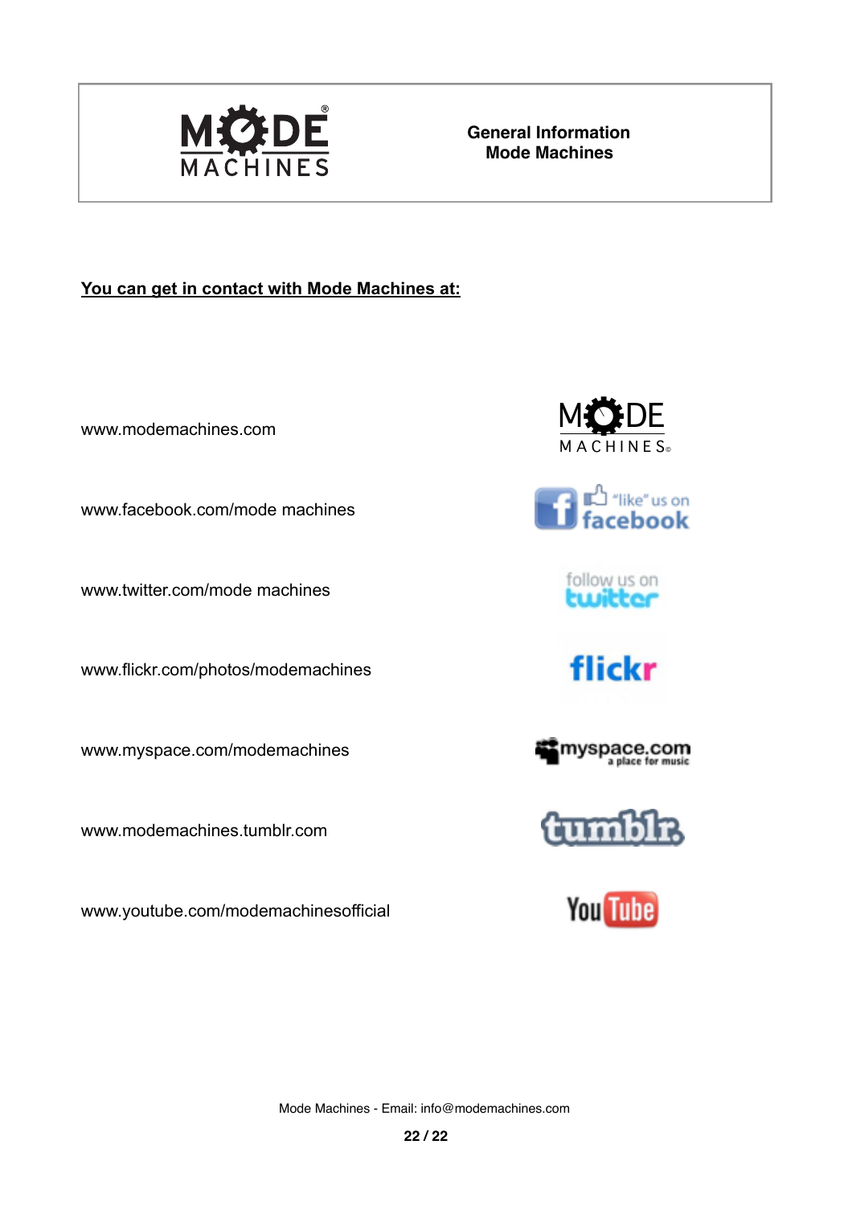**General Information**
**Mode Machines**

**You can get in contact with Mode Machines at:**

www.modemachines.com

www.facebook.com/mode machines

www.twitter.com/mode machines

www.flickr.com/photos/modemachines

www.myspace.com/modemachines

www.modemachines.tumblr.com

www.youtube.com/modemachinesofficial

Mode Machines - Email: info@modemachines.com